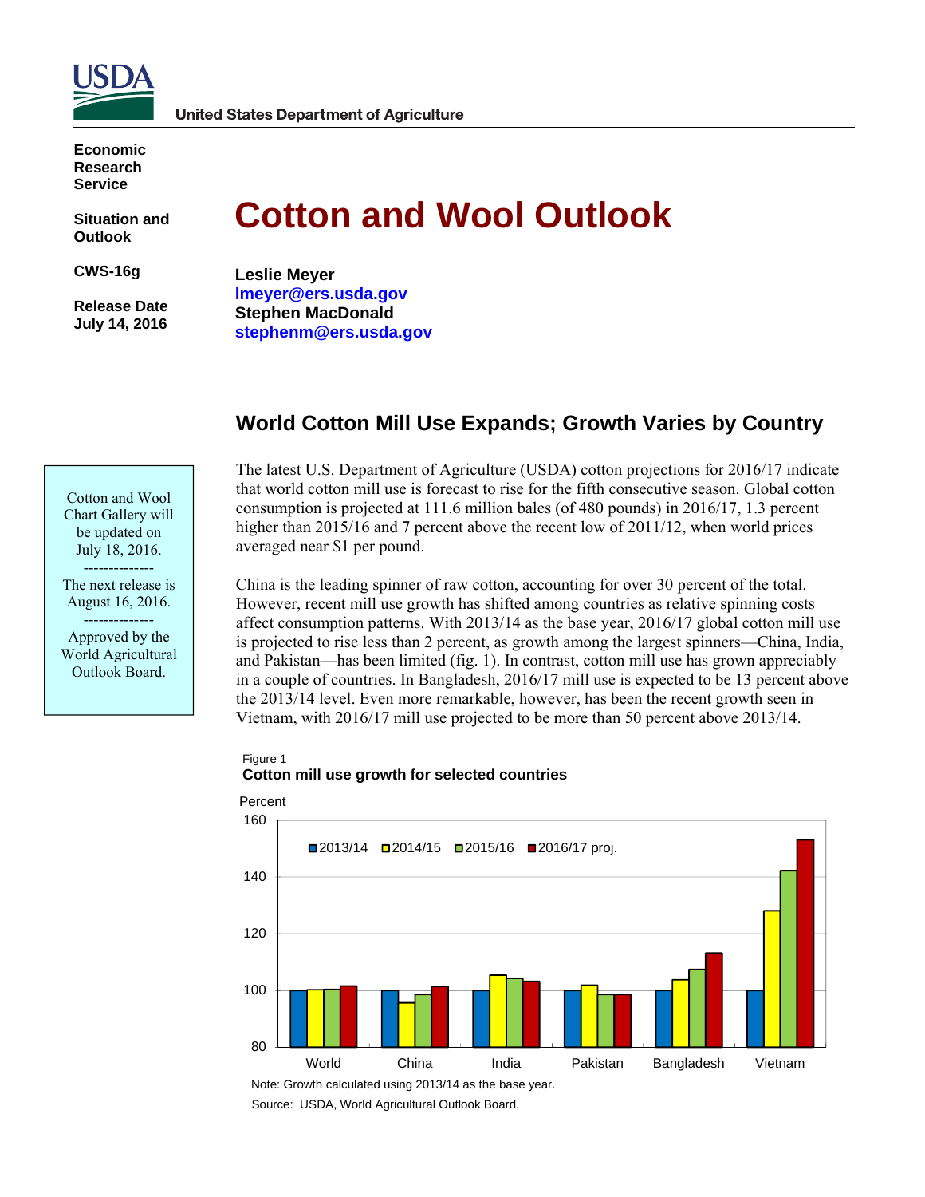United States Department of Agriculture

**Economic Research Service**

**Situation and Outlook**

**CWS-16g**

**Release Date July 14, 2016**

# Cotton and Wool Outlook

**Leslie Meyer**
**lmeyer@ers.usda.gov**
**Stephen MacDonald**
**stephenm@ers.usda.gov**

Cotton and Wool Chart Gallery will be updated on July 18, 2016.

--------------

The next release is August 16, 2016.

--------------

Approved by the World Agricultural Outlook Board.

## World Cotton Mill Use Expands; Growth Varies by Country

The latest U.S. Department of Agriculture (USDA) cotton projections for 2016/17 indicate that world cotton mill use is forecast to rise for the fifth consecutive season. Global cotton consumption is projected at 111.6 million bales (of 480 pounds) in 2016/17, 1.3 percent higher than 2015/16 and 7 percent above the recent low of 2011/12, when world prices averaged near $1 per pound.

China is the leading spinner of raw cotton, accounting for over 30 percent of the total. However, recent mill use growth has shifted among countries as relative spinning costs affect consumption patterns. With 2013/14 as the base year, 2016/17 global cotton mill use is projected to rise less than 2 percent, as growth among the largest spinners—China, India, and Pakistan—has been limited (fig. 1). In contrast, cotton mill use has grown appreciably in a couple of countries. In Bangladesh, 2016/17 mill use is expected to be 13 percent above the 2013/14 level. Even more remarkable, however, has been the recent growth seen in Vietnam, with 2016/17 mill use projected to be more than 50 percent above 2013/14.

Figure 1
**Cotton mill use growth for selected countries**

Note: Growth calculated using 2013/14 as the base year.

Source: USDA, World Agricultural Outlook Board.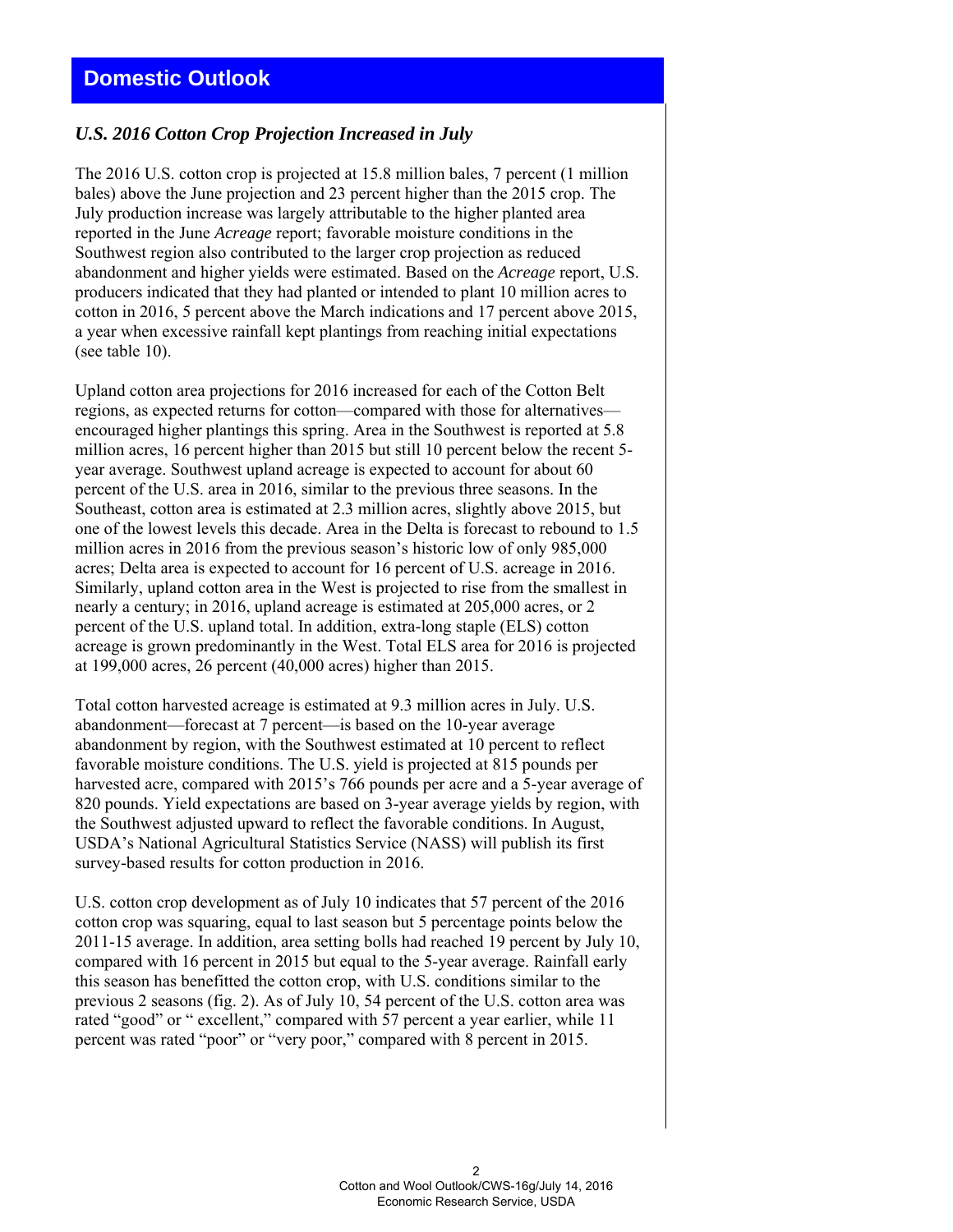# Domestic Outlook

## *U.S. 2016 Cotton Crop Projection Increased in July*

The 2016 U.S. cotton crop is projected at 15.8 million bales, 7 percent (1 million bales) above the June projection and 23 percent higher than the 2015 crop. The July production increase was largely attributable to the higher planted area reported in the June *Acreage* report; favorable moisture conditions in the Southwest region also contributed to the larger crop projection as reduced abandonment and higher yields were estimated. Based on the *Acreage* report, U.S. producers indicated that they had planted or intended to plant 10 million acres to cotton in 2016, 5 percent above the March indications and 17 percent above 2015, a year when excessive rainfall kept plantings from reaching initial expectations (see table 10).

Upland cotton area projections for 2016 increased for each of the Cotton Belt regions, as expected returns for cotton—compared with those for alternatives—encouraged higher plantings this spring. Area in the Southwest is reported at 5.8 million acres, 16 percent higher than 2015 but still 10 percent below the recent 5-year average. Southwest upland acreage is expected to account for about 60 percent of the U.S. area in 2016, similar to the previous three seasons. In the Southeast, cotton area is estimated at 2.3 million acres, slightly above 2015, but one of the lowest levels this decade. Area in the Delta is forecast to rebound to 1.5 million acres in 2016 from the previous season's historic low of only 985,000 acres; Delta area is expected to account for 16 percent of U.S. acreage in 2016. Similarly, upland cotton area in the West is projected to rise from the smallest in nearly a century; in 2016, upland acreage is estimated at 205,000 acres, or 2 percent of the U.S. upland total. In addition, extra-long staple (ELS) cotton acreage is grown predominantly in the West. Total ELS area for 2016 is projected at 199,000 acres, 26 percent (40,000 acres) higher than 2015.

Total cotton harvested acreage is estimated at 9.3 million acres in July. U.S. abandonment—forecast at 7 percent—is based on the 10-year average abandonment by region, with the Southwest estimated at 10 percent to reflect favorable moisture conditions. The U.S. yield is projected at 815 pounds per harvested acre, compared with 2015's 766 pounds per acre and a 5-year average of 820 pounds. Yield expectations are based on 3-year average yields by region, with the Southwest adjusted upward to reflect the favorable conditions. In August, USDA's National Agricultural Statistics Service (NASS) will publish its first survey-based results for cotton production in 2016.

U.S. cotton crop development as of July 10 indicates that 57 percent of the 2016 cotton crop was squaring, equal to last season but 5 percentage points below the 2011-15 average. In addition, area setting bolls had reached 19 percent by July 10, compared with 16 percent in 2015 but equal to the 5-year average. Rainfall early this season has benefitted the cotton crop, with U.S. conditions similar to the previous 2 seasons (fig. 2). As of July 10, 54 percent of the U.S. cotton area was rated "good" or " excellent," compared with 57 percent a year earlier, while 11 percent was rated "poor" or "very poor," compared with 8 percent in 2015.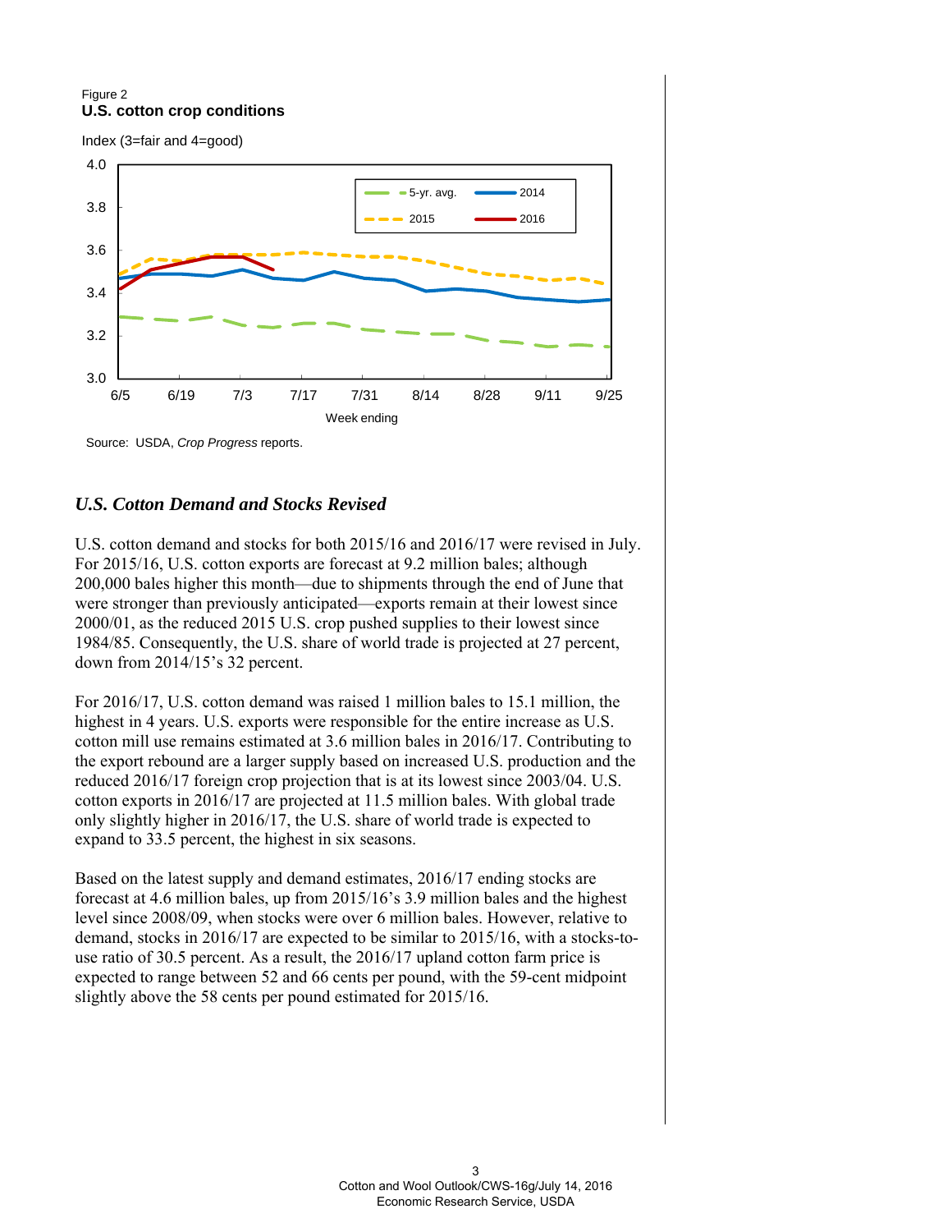Figure 2
**U.S. cotton crop conditions**

Index (3=fair and 4=good)

Source: USDA, *Crop Progress* reports.

## *U.S. Cotton Demand and Stocks Revised*

U.S. cotton demand and stocks for both 2015/16 and 2016/17 were revised in July. For 2015/16, U.S. cotton exports are forecast at 9.2 million bales; although 200,000 bales higher this month—due to shipments through the end of June that were stronger than previously anticipated—exports remain at their lowest since 2000/01, as the reduced 2015 U.S. crop pushed supplies to their lowest since 1984/85. Consequently, the U.S. share of world trade is projected at 27 percent, down from 2014/15's 32 percent.

For 2016/17, U.S. cotton demand was raised 1 million bales to 15.1 million, the highest in 4 years. U.S. exports were responsible for the entire increase as U.S. cotton mill use remains estimated at 3.6 million bales in 2016/17. Contributing to the export rebound are a larger supply based on increased U.S. production and the reduced 2016/17 foreign crop projection that is at its lowest since 2003/04. U.S. cotton exports in 2016/17 are projected at 11.5 million bales. With global trade only slightly higher in 2016/17, the U.S. share of world trade is expected to expand to 33.5 percent, the highest in six seasons.

Based on the latest supply and demand estimates, 2016/17 ending stocks are forecast at 4.6 million bales, up from 2015/16's 3.9 million bales and the highest level since 2008/09, when stocks were over 6 million bales. However, relative to demand, stocks in 2016/17 are expected to be similar to 2015/16, with a stocks-to-use ratio of 30.5 percent. As a result, the 2016/17 upland cotton farm price is expected to range between 52 and 66 cents per pound, with the 59-cent midpoint slightly above the 58 cents per pound estimated for 2015/16.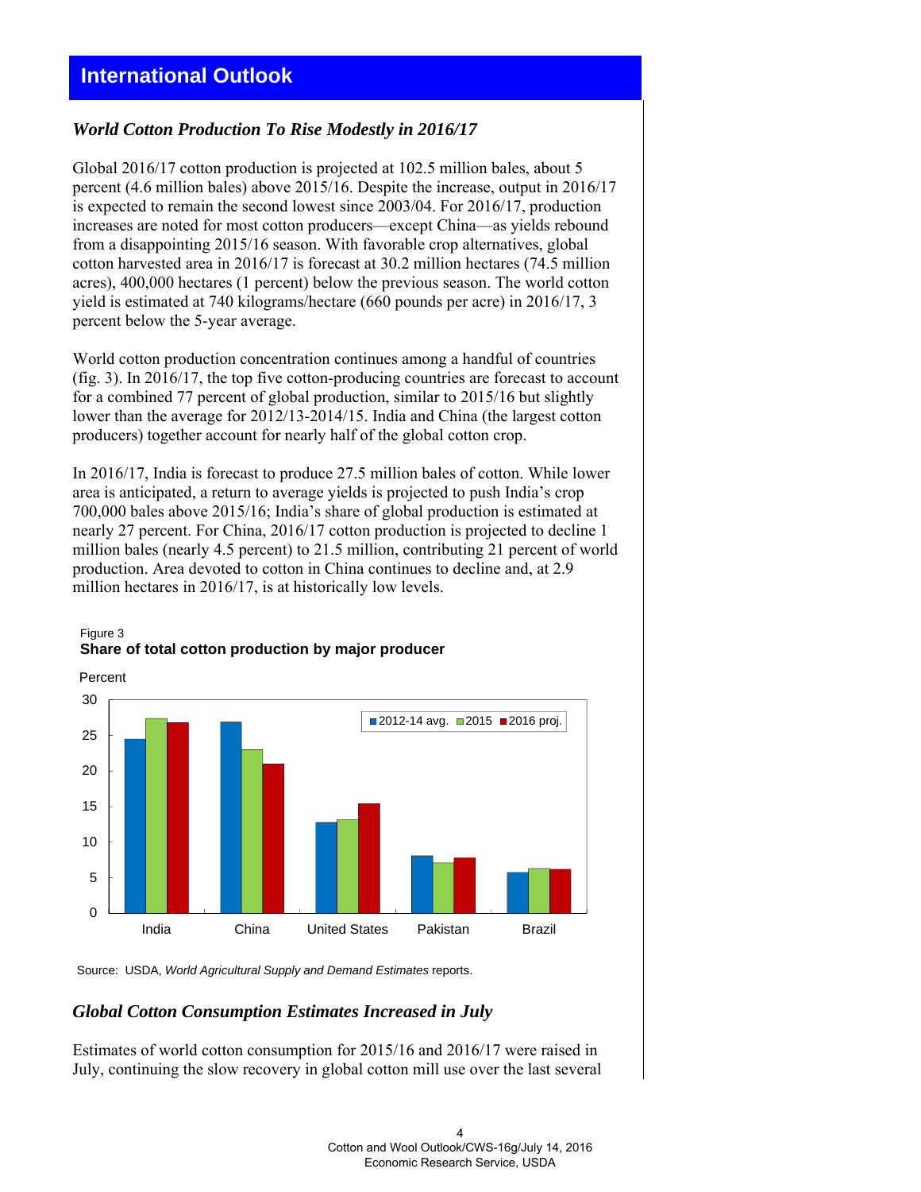## International Outlook

### *World Cotton Production To Rise Modestly in 2016/17*

Global 2016/17 cotton production is projected at 102.5 million bales, about 5 percent (4.6 million bales) above 2015/16. Despite the increase, output in 2016/17 is expected to remain the second lowest since 2003/04. For 2016/17, production increases are noted for most cotton producers—except China—as yields rebound from a disappointing 2015/16 season. With favorable crop alternatives, global cotton harvested area in 2016/17 is forecast at 30.2 million hectares (74.5 million acres), 400,000 hectares (1 percent) below the previous season. The world cotton yield is estimated at 740 kilograms/hectare (660 pounds per acre) in 2016/17, 3 percent below the 5-year average.

World cotton production concentration continues among a handful of countries (fig. 3). In 2016/17, the top five cotton-producing countries are forecast to account for a combined 77 percent of global production, similar to 2015/16 but slightly lower than the average for 2012/13-2014/15. India and China (the largest cotton producers) together account for nearly half of the global cotton crop.

In 2016/17, India is forecast to produce 27.5 million bales of cotton. While lower area is anticipated, a return to average yields is projected to push India's crop 700,000 bales above 2015/16; India's share of global production is estimated at nearly 27 percent. For China, 2016/17 cotton production is projected to decline 1 million bales (nearly 4.5 percent) to 21.5 million, contributing 21 percent of world production. Area devoted to cotton in China continues to decline and, at 2.9 million hectares in 2016/17, is at historically low levels.

Figure 3
**Share of total cotton production by major producer**

Percent

| | 2012-14 avg. | 2015 | 2016 proj. |
|---|---|---|---|
| India | 24.5 | 27.4 | 26.8 |
| China | 26.9 | 23.0 | 21.0 |
| United States | 12.8 | 13.2 | 15.4 |
| Pakistan | 8.1 | 7.1 | 7.8 |
| Brazil | 5.8 | 6.3 | 6.2 |

Source: USDA, *World Agricultural Supply and Demand Estimates* reports.

### *Global Cotton Consumption Estimates Increased in July*

Estimates of world cotton consumption for 2015/16 and 2016/17 were raised in July, continuing the slow recovery in global cotton mill use over the last several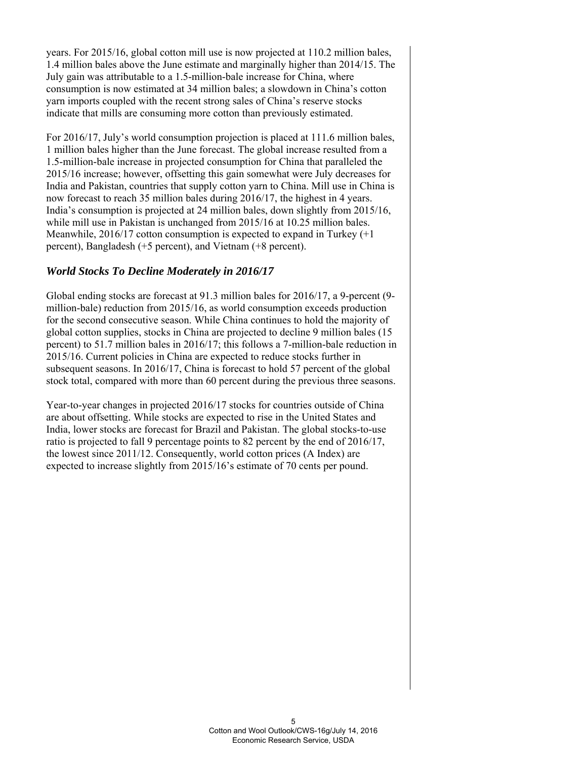years. For 2015/16, global cotton mill use is now projected at 110.2 million bales, 1.4 million bales above the June estimate and marginally higher than 2014/15. The July gain was attributable to a 1.5-million-bale increase for China, where consumption is now estimated at 34 million bales; a slowdown in China's cotton yarn imports coupled with the recent strong sales of China's reserve stocks indicate that mills are consuming more cotton than previously estimated.

For 2016/17, July's world consumption projection is placed at 111.6 million bales, 1 million bales higher than the June forecast. The global increase resulted from a 1.5-million-bale increase in projected consumption for China that paralleled the 2015/16 increase; however, offsetting this gain somewhat were July decreases for India and Pakistan, countries that supply cotton yarn to China. Mill use in China is now forecast to reach 35 million bales during 2016/17, the highest in 4 years. India's consumption is projected at 24 million bales, down slightly from 2015/16, while mill use in Pakistan is unchanged from 2015/16 at 10.25 million bales. Meanwhile, 2016/17 cotton consumption is expected to expand in Turkey (+1 percent), Bangladesh (+5 percent), and Vietnam (+8 percent).

### *World Stocks To Decline Moderately in 2016/17*

Global ending stocks are forecast at 91.3 million bales for 2016/17, a 9-percent (9-million-bale) reduction from 2015/16, as world consumption exceeds production for the second consecutive season. While China continues to hold the majority of global cotton supplies, stocks in China are projected to decline 9 million bales (15 percent) to 51.7 million bales in 2016/17; this follows a 7-million-bale reduction in 2015/16. Current policies in China are expected to reduce stocks further in subsequent seasons. In 2016/17, China is forecast to hold 57 percent of the global stock total, compared with more than 60 percent during the previous three seasons.

Year-to-year changes in projected 2016/17 stocks for countries outside of China are about offsetting. While stocks are expected to rise in the United States and India, lower stocks are forecast for Brazil and Pakistan. The global stocks-to-use ratio is projected to fall 9 percentage points to 82 percent by the end of 2016/17, the lowest since 2011/12. Consequently, world cotton prices (A Index) are expected to increase slightly from 2015/16's estimate of 70 cents per pound.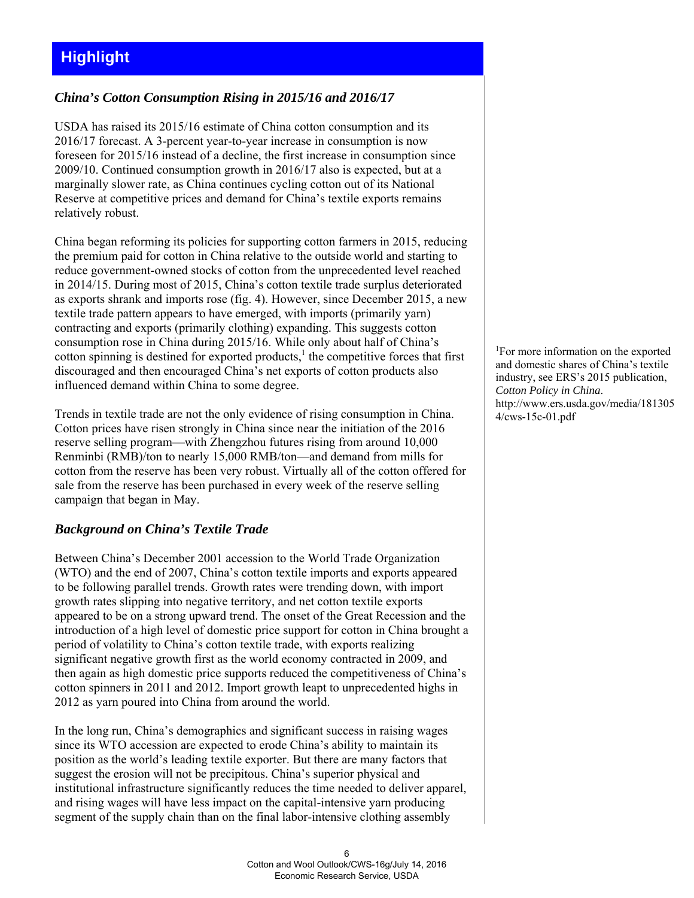# Highlight

## *China's Cotton Consumption Rising in 2015/16 and 2016/17*

USDA has raised its 2015/16 estimate of China cotton consumption and its 2016/17 forecast. A 3-percent year-to-year increase in consumption is now foreseen for 2015/16 instead of a decline, the first increase in consumption since 2009/10. Continued consumption growth in 2016/17 also is expected, but at a marginally slower rate, as China continues cycling cotton out of its National Reserve at competitive prices and demand for China's textile exports remains relatively robust.

China began reforming its policies for supporting cotton farmers in 2015, reducing the premium paid for cotton in China relative to the outside world and starting to reduce government-owned stocks of cotton from the unprecedented level reached in 2014/15. During most of 2015, China's cotton textile trade surplus deteriorated as exports shrank and imports rose (fig. 4). However, since December 2015, a new textile trade pattern appears to have emerged, with imports (primarily yarn) contracting and exports (primarily clothing) expanding. This suggests cotton consumption rose in China during 2015/16. While only about half of China's cotton spinning is destined for exported products,[1] the competitive forces that first discouraged and then encouraged China's net exports of cotton products also influenced demand within China to some degree.

[1]For more information on the exported and domestic shares of China's textile industry, see ERS's 2015 publication, *Cotton Policy in China*. http://www.ers.usda.gov/media/1813054/cws-15c-01.pdf

Trends in textile trade are not the only evidence of rising consumption in China. Cotton prices have risen strongly in China since near the initiation of the 2016 reserve selling program—with Zhengzhou futures rising from around 10,000 Renminbi (RMB)/ton to nearly 15,000 RMB/ton—and demand from mills for cotton from the reserve has been very robust. Virtually all of the cotton offered for sale from the reserve has been purchased in every week of the reserve selling campaign that began in May.

## *Background on China's Textile Trade*

Between China's December 2001 accession to the World Trade Organization (WTO) and the end of 2007, China's cotton textile imports and exports appeared to be following parallel trends. Growth rates were trending down, with import growth rates slipping into negative territory, and net cotton textile exports appeared to be on a strong upward trend. The onset of the Great Recession and the introduction of a high level of domestic price support for cotton in China brought a period of volatility to China's cotton textile trade, with exports realizing significant negative growth first as the world economy contracted in 2009, and then again as high domestic price supports reduced the competitiveness of China's cotton spinners in 2011 and 2012. Import growth leapt to unprecedented highs in 2012 as yarn poured into China from around the world.

In the long run, China's demographics and significant success in raising wages since its WTO accession are expected to erode China's ability to maintain its position as the world's leading textile exporter. But there are many factors that suggest the erosion will not be precipitous. China's superior physical and institutional infrastructure significantly reduces the time needed to deliver apparel, and rising wages will have less impact on the capital-intensive yarn producing segment of the supply chain than on the final labor-intensive clothing assembly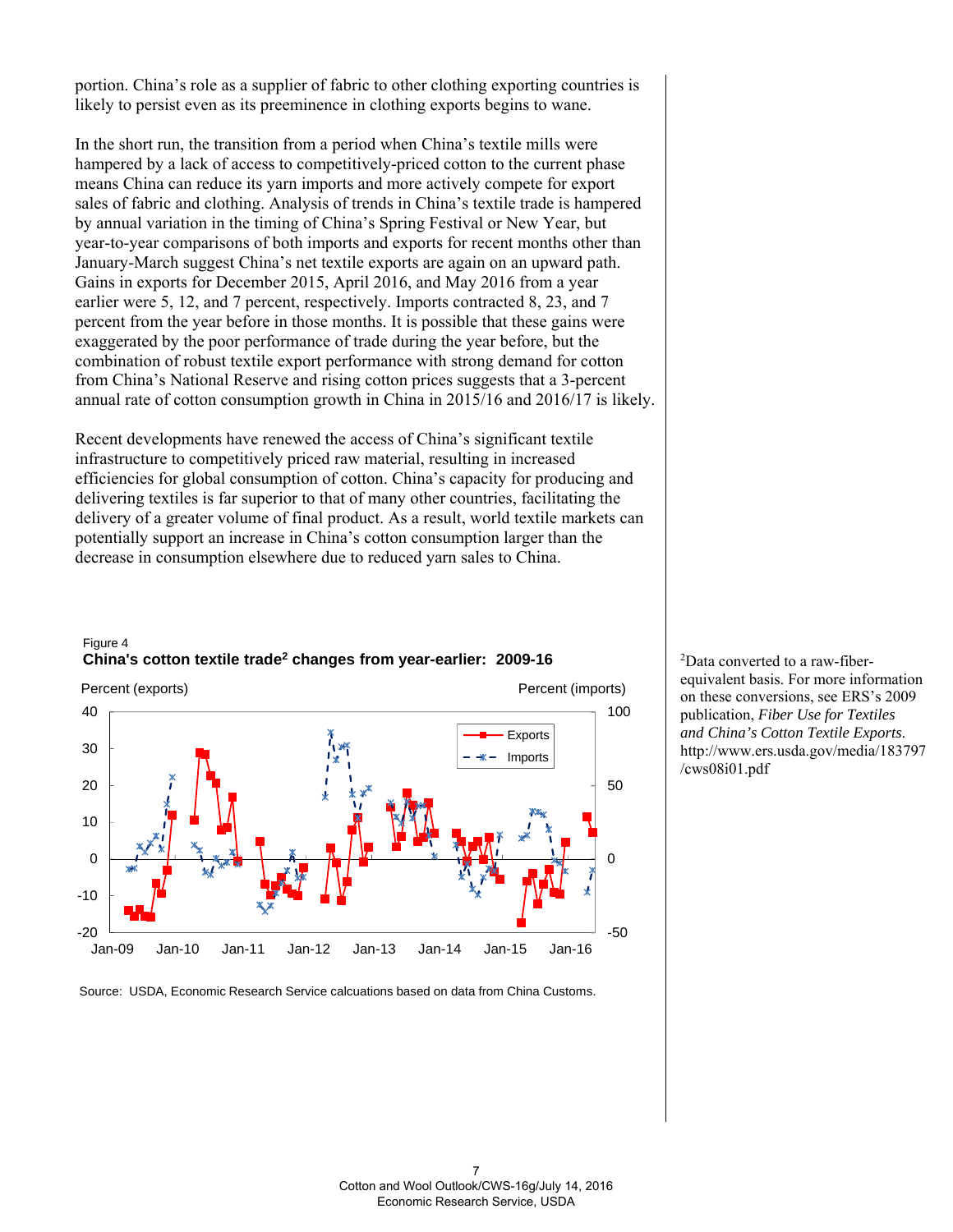portion. China's role as a supplier of fabric to other clothing exporting countries is likely to persist even as its preeminence in clothing exports begins to wane.

In the short run, the transition from a period when China's textile mills were hampered by a lack of access to competitively-priced cotton to the current phase means China can reduce its yarn imports and more actively compete for export sales of fabric and clothing. Analysis of trends in China's textile trade is hampered by annual variation in the timing of China's Spring Festival or New Year, but year-to-year comparisons of both imports and exports for recent months other than January-March suggest China's net textile exports are again on an upward path. Gains in exports for December 2015, April 2016, and May 2016 from a year earlier were 5, 12, and 7 percent, respectively. Imports contracted 8, 23, and 7 percent from the year before in those months. It is possible that these gains were exaggerated by the poor performance of trade during the year before, but the combination of robust textile export performance with strong demand for cotton from China's National Reserve and rising cotton prices suggests that a 3-percent annual rate of cotton consumption growth in China in 2015/16 and 2016/17 is likely.

Recent developments have renewed the access of China's significant textile infrastructure to competitively priced raw material, resulting in increased efficiencies for global consumption of cotton. China's capacity for producing and delivering textiles is far superior to that of many other countries, facilitating the delivery of a greater volume of final product. As a result, world textile markets can potentially support an increase in China's cotton consumption larger than the decrease in consumption elsewhere due to reduced yarn sales to China.

Figure 4
**China's cotton textile trade[2] changes from year-earlier: 2009-16**

Percent (exports) | Percent (imports)

Legend: Exports, Imports

Source: USDA, Economic Research Service calcuations based on data from China Customs.

[2]Data converted to a raw-fiber-equivalent basis. For more information on these conversions, see ERS's 2009 publication, *Fiber Use for Textiles and China's Cotton Textile Exports*. http://www.ers.usda.gov/media/183797/cws08i01.pdf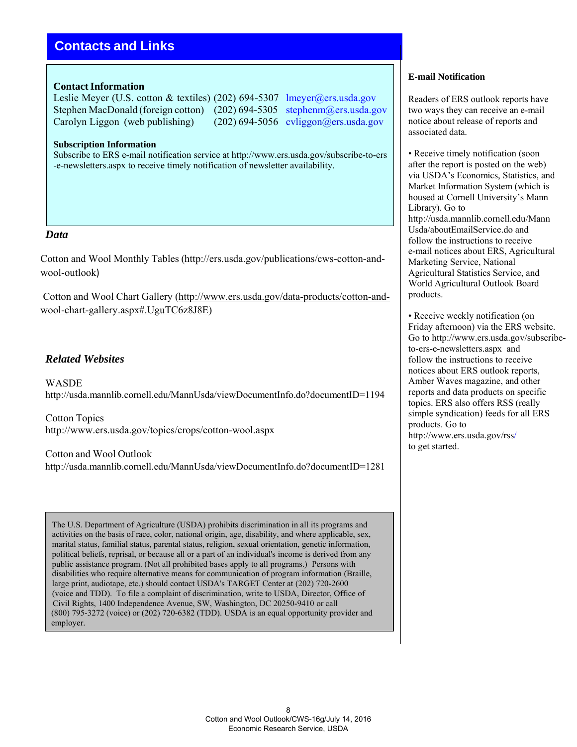## Contacts and Links

### Contact Information

Leslie Meyer (U.S. cotton & textiles) (202) 694-5307 lmeyer@ers.usda.gov
Stephen MacDonald (foreign cotton) (202) 694-5305 stephenm@ers.usda.gov
Carolyn Liggon (web publishing) (202) 694-5056 cvliggon@ers.usda.gov

### Subscription Information

Subscribe to ERS e-mail notification service at http://www.ers.usda.gov/subscribe-to-ers-e-newsletters.aspx to receive timely notification of newsletter availability.

### *Data*

Cotton and Wool Monthly Tables (http://ers.usda.gov/publications/cws-cotton-and-wool-outlook)

Cotton and Wool Chart Gallery (http://www.ers.usda.gov/data-products/cotton-and-wool-chart-gallery.aspx#.UguTC6z8J8E)

### *Related Websites*

WASDE
http://usda.mannlib.cornell.edu/MannUsda/viewDocumentInfo.do?documentID=1194

Cotton Topics
http://www.ers.usda.gov/topics/crops/cotton-wool.aspx

Cotton and Wool Outlook
http://usda.mannlib.cornell.edu/MannUsda/viewDocumentInfo.do?documentID=1281

The U.S. Department of Agriculture (USDA) prohibits discrimination in all its programs and activities on the basis of race, color, national origin, age, disability, and where applicable, sex, marital status, familial status, parental status, religion, sexual orientation, genetic information, political beliefs, reprisal, or because all or a part of an individual's income is derived from any public assistance program. (Not all prohibited bases apply to all programs.) Persons with disabilities who require alternative means for communication of program information (Braille, large print, audiotape, etc.) should contact USDA's TARGET Center at (202) 720-2600 (voice and TDD). To file a complaint of discrimination, write to USDA, Director, Office of Civil Rights, 1400 Independence Avenue, SW, Washington, DC 20250-9410 or call (800) 795-3272 (voice) or (202) 720-6382 (TDD). USDA is an equal opportunity provider and employer.

### E-mail Notification

Readers of ERS outlook reports have two ways they can receive an e-mail notice about release of reports and associated data.

- Receive timely notification (soon after the report is posted on the web) via USDA's Economics, Statistics, and Market Information System (which is housed at Cornell University's Mann Library). Go to http://usda.mannlib.cornell.edu/MannUsda/aboutEmailService.do and follow the instructions to receive e-mail notices about ERS, Agricultural Marketing Service, National Agricultural Statistics Service, and World Agricultural Outlook Board products.

- Receive weekly notification (on Friday afternoon) via the ERS website. Go to http://www.ers.usda.gov/subscribe-to-ers-e-newsletters.aspx and follow the instructions to receive notices about ERS outlook reports, Amber Waves magazine, and other reports and data products on specific topics. ERS also offers RSS (really simple syndication) feeds for all ERS products. Go to http://www.ers.usda.gov/rss/ to get started.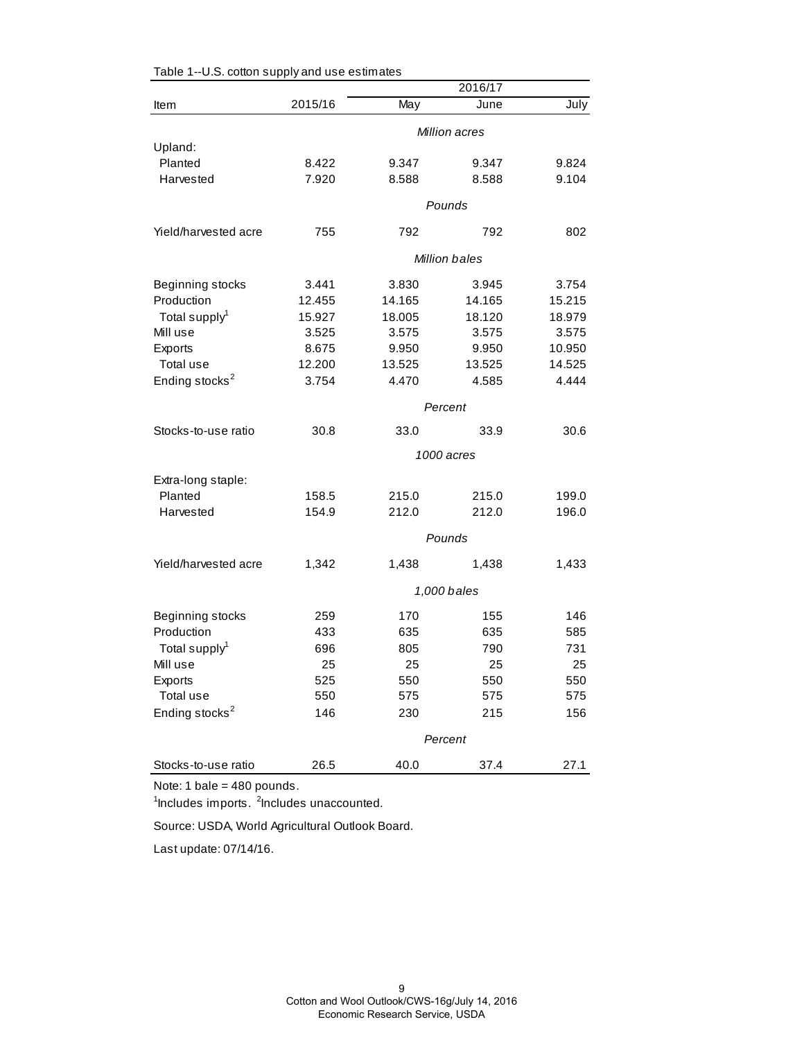Table 1--U.S. cotton supply and use estimates

| Item | 2015/16 | 2016/17 | | |
|---|---|---|---|---|
| | | May | June | July |
| | | *Million acres* | | |
| Upland: | | | | |
| Planted | 8.422 | 9.347 | 9.347 | 9.824 |
| Harvested | 7.920 | 8.588 | 8.588 | 9.104 |
| | | *Pounds* | | |
| Yield/harvested acre | 755 | 792 | 792 | 802 |
| | | *Million bales* | | |
| Beginning stocks | 3.441 | 3.830 | 3.945 | 3.754 |
| Production | 12.455 | 14.165 | 14.165 | 15.215 |
| Total supply[1] | 15.927 | 18.005 | 18.120 | 18.979 |
| Mill use | 3.525 | 3.575 | 3.575 | 3.575 |
| Exports | 8.675 | 9.950 | 9.950 | 10.950 |
| Total use | 12.200 | 13.525 | 13.525 | 14.525 |
| Ending stocks[2] | 3.754 | 4.470 | 4.585 | 4.444 |
| | | *Percent* | | |
| Stocks-to-use ratio | 30.8 | 33.0 | 33.9 | 30.6 |
| | | *1000 acres* | | |
| Extra-long staple: | | | | |
| Planted | 158.5 | 215.0 | 215.0 | 199.0 |
| Harvested | 154.9 | 212.0 | 212.0 | 196.0 |
| | | *Pounds* | | |
| Yield/harvested acre | 1,342 | 1,438 | 1,438 | 1,433 |
| | | *1,000 bales* | | |
| Beginning stocks | 259 | 170 | 155 | 146 |
| Production | 433 | 635 | 635 | 585 |
| Total supply[1] | 696 | 805 | 790 | 731 |
| Mill use | 25 | 25 | 25 | 25 |
| Exports | 525 | 550 | 550 | 550 |
| Total use | 550 | 575 | 575 | 575 |
| Ending stocks[2] | 146 | 230 | 215 | 156 |
| | | *Percent* | | |
| Stocks-to-use ratio | 26.5 | 40.0 | 37.4 | 27.1 |

Note: 1 bale = 480 pounds.

[1]Includes imports. [2]Includes unaccounted.

Source: USDA, World Agricultural Outlook Board.

Last update: 07/14/16.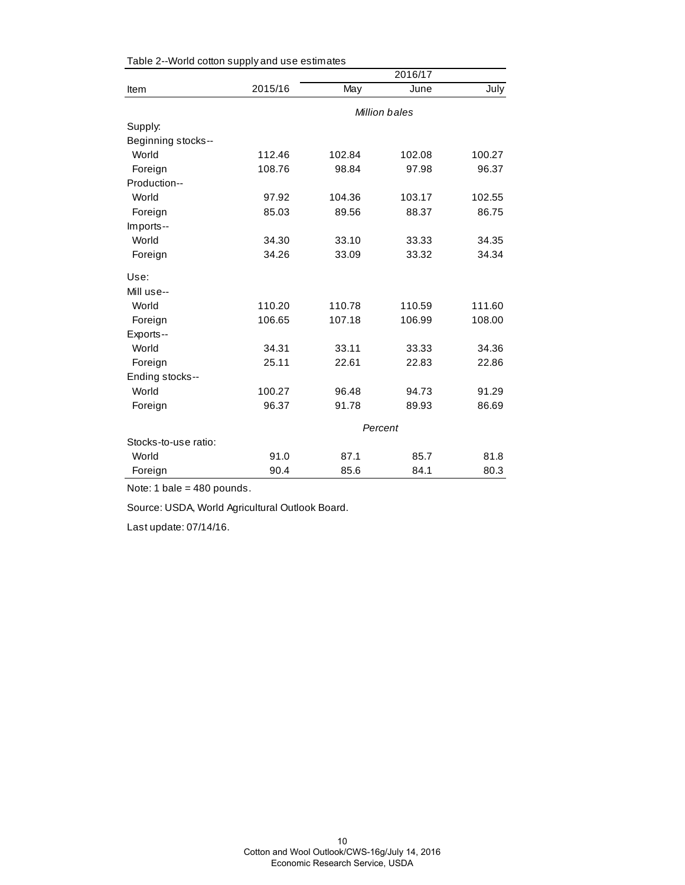Table 2--World cotton supply and use estimates

| Item | 2015/16 | 2016/17 | | |
|---|---|---|---|---|
| | | May | June | July |
| | *Million bales* | | | |
| Supply: | | | | |
| Beginning stocks-- | | | | |
| World | 112.46 | 102.84 | 102.08 | 100.27 |
| Foreign | 108.76 | 98.84 | 97.98 | 96.37 |
| Production-- | | | | |
| World | 97.92 | 104.36 | 103.17 | 102.55 |
| Foreign | 85.03 | 89.56 | 88.37 | 86.75 |
| Imports-- | | | | |
| World | 34.30 | 33.10 | 33.33 | 34.35 |
| Foreign | 34.26 | 33.09 | 33.32 | 34.34 |
| Use: | | | | |
| Mill use-- | | | | |
| World | 110.20 | 110.78 | 110.59 | 111.60 |
| Foreign | 106.65 | 107.18 | 106.99 | 108.00 |
| Exports-- | | | | |
| World | 34.31 | 33.11 | 33.33 | 34.36 |
| Foreign | 25.11 | 22.61 | 22.83 | 22.86 |
| Ending stocks-- | | | | |
| World | 100.27 | 96.48 | 94.73 | 91.29 |
| Foreign | 96.37 | 91.78 | 89.93 | 86.69 |
| | *Percent* | | | |
| Stocks-to-use ratio: | | | | |
| World | 91.0 | 87.1 | 85.7 | 81.8 |
| Foreign | 90.4 | 85.6 | 84.1 | 80.3 |

Note: 1 bale = 480 pounds.

Source: USDA, World Agricultural Outlook Board.

Last update: 07/14/16.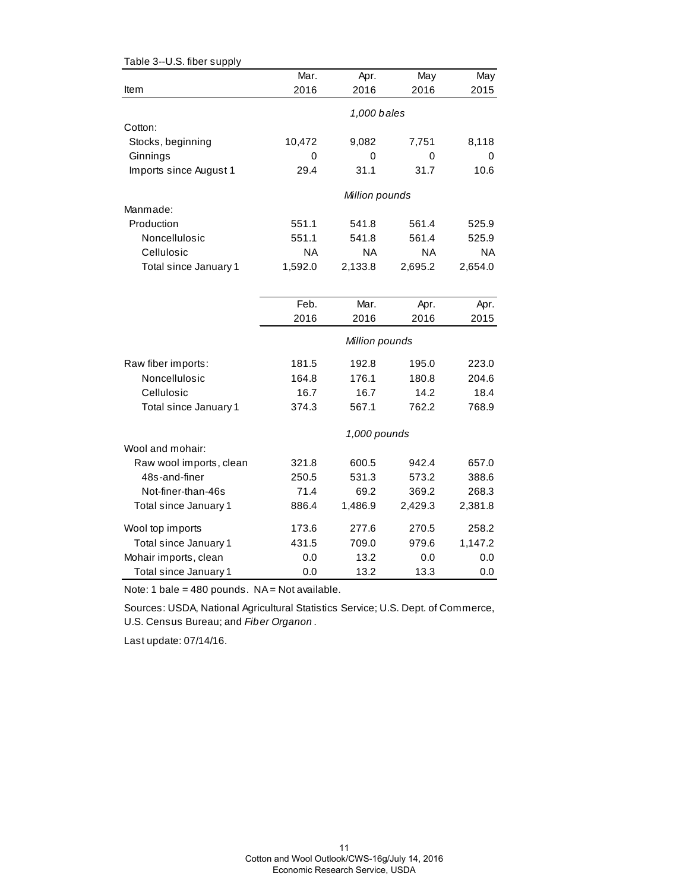Table 3--U.S. fiber supply

| Item | Mar. 2016 | Apr. 2016 | May 2016 | May 2015 |
|---|---|---|---|---|
| | *1,000 bales* | | | |
| Cotton: | | | | |
| Stocks, beginning | 10,472 | 9,082 | 7,751 | 8,118 |
| Ginnings | 0 | 0 | 0 | 0 |
| Imports since August 1 | 29.4 | 31.1 | 31.7 | 10.6 |
| | *Million pounds* | | | |
| Manmade: | | | | |
| Production | 551.1 | 541.8 | 561.4 | 525.9 |
| Noncellulosic | 551.1 | 541.8 | 561.4 | 525.9 |
| Cellulosic | NA | NA | NA | NA |
| Total since January 1 | 1,592.0 | 2,133.8 | 2,695.2 | 2,654.0 |

| | Feb. 2016 | Mar. 2016 | Apr. 2016 | Apr. 2015 |
|---|---|---|---|---|
| | *Million pounds* | | | |
| Raw fiber imports: | 181.5 | 192.8 | 195.0 | 223.0 |
| Noncellulosic | 164.8 | 176.1 | 180.8 | 204.6 |
| Cellulosic | 16.7 | 16.7 | 14.2 | 18.4 |
| Total since January 1 | 374.3 | 567.1 | 762.2 | 768.9 |
| | *1,000 pounds* | | | |
| Wool and mohair: | | | | |
| Raw wool imports, clean | 321.8 | 600.5 | 942.4 | 657.0 |
| 48s-and-finer | 250.5 | 531.3 | 573.2 | 388.6 |
| Not-finer-than-46s | 71.4 | 69.2 | 369.2 | 268.3 |
| Total since January 1 | 886.4 | 1,486.9 | 2,429.3 | 2,381.8 |
| Wool top imports | 173.6 | 277.6 | 270.5 | 258.2 |
| Total since January 1 | 431.5 | 709.0 | 979.6 | 1,147.2 |
| Mohair imports, clean | 0.0 | 13.2 | 0.0 | 0.0 |
| Total since January 1 | 0.0 | 13.2 | 13.3 | 0.0 |

Note: 1 bale = 480 pounds. NA = Not available.

Sources: USDA, National Agricultural Statistics Service; U.S. Dept. of Commerce, U.S. Census Bureau; and *Fiber Organon*.

Last update: 07/14/16.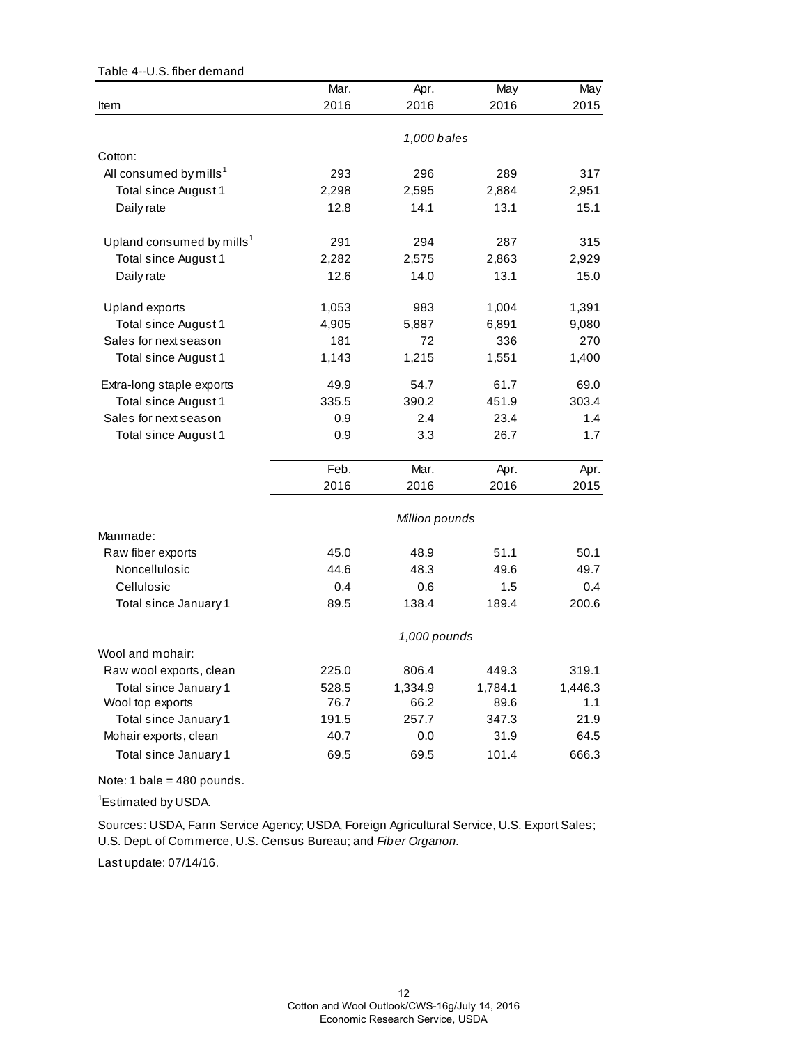Table 4--U.S. fiber demand

| Item | Mar. 2016 | Apr. 2016 | May 2016 | May 2015 |
|---|---|---|---|---|
| | *1,000 bales* | | | |
| Cotton: | | | | |
| All consumed by mills[1] | 293 | 296 | 289 | 317 |
| Total since August 1 | 2,298 | 2,595 | 2,884 | 2,951 |
| Daily rate | 12.8 | 14.1 | 13.1 | 15.1 |
| Upland consumed by mills[1] | 291 | 294 | 287 | 315 |
| Total since August 1 | 2,282 | 2,575 | 2,863 | 2,929 |
| Daily rate | 12.6 | 14.0 | 13.1 | 15.0 |
| Upland exports | 1,053 | 983 | 1,004 | 1,391 |
| Total since August 1 | 4,905 | 5,887 | 6,891 | 9,080 |
| Sales for next season | 181 | 72 | 336 | 270 |
| Total since August 1 | 1,143 | 1,215 | 1,551 | 1,400 |
| Extra-long staple exports | 49.9 | 54.7 | 61.7 | 69.0 |
| Total since August 1 | 335.5 | 390.2 | 451.9 | 303.4 |
| Sales for next season | 0.9 | 2.4 | 23.4 | 1.4 |
| Total since August 1 | 0.9 | 3.3 | 26.7 | 1.7 |
| | **Feb. 2016** | **Mar. 2016** | **Apr. 2016** | **Apr. 2015** |
| | *Million pounds* | | | |
| Manmade: | | | | |
| Raw fiber exports | 45.0 | 48.9 | 51.1 | 50.1 |
| Noncellulosic | 44.6 | 48.3 | 49.6 | 49.7 |
| Cellulosic | 0.4 | 0.6 | 1.5 | 0.4 |
| Total since January 1 | 89.5 | 138.4 | 189.4 | 200.6 |
| | *1,000 pounds* | | | |
| Wool and mohair: | | | | |
| Raw wool exports, clean | 225.0 | 806.4 | 449.3 | 319.1 |
| Total since January 1 | 528.5 | 1,334.9 | 1,784.1 | 1,446.3 |
| Wool top exports | 76.7 | 66.2 | 89.6 | 1.1 |
| Total since January 1 | 191.5 | 257.7 | 347.3 | 21.9 |
| Mohair exports, clean | 40.7 | 0.0 | 31.9 | 64.5 |
| Total since January 1 | 69.5 | 69.5 | 101.4 | 666.3 |

Note: 1 bale = 480 pounds.

[1]Estimated by USDA.

Sources: USDA, Farm Service Agency; USDA, Foreign Agricultural Service, U.S. Export Sales; U.S. Dept. of Commerce, U.S. Census Bureau; and *Fiber Organon.*

Last update: 07/14/16.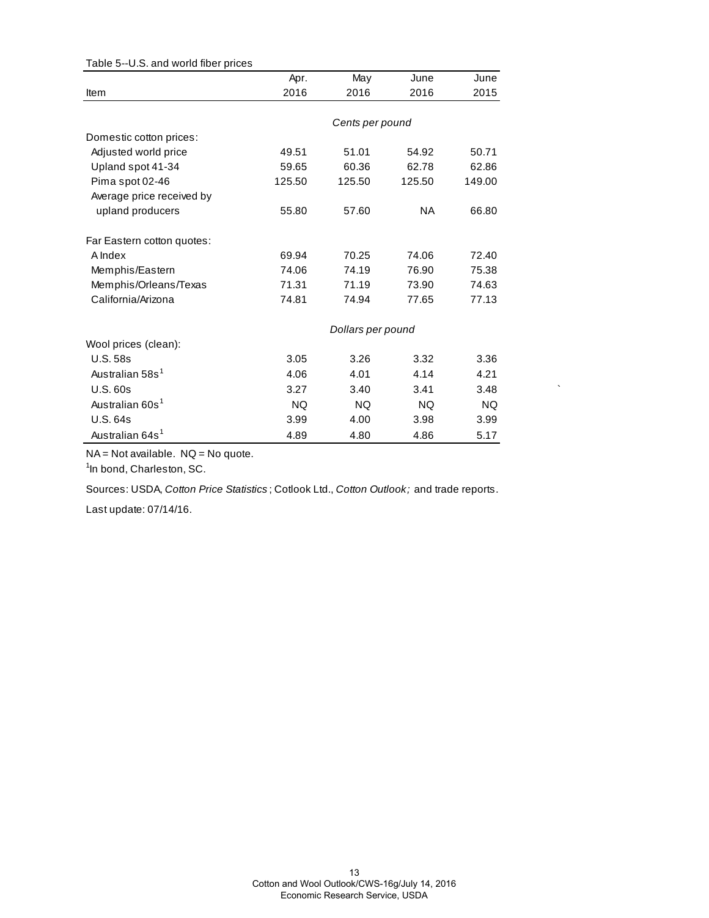Table 5--U.S. and world fiber prices

| Item | Apr. 2016 | May 2016 | June 2016 | June 2015 |
|---|---|---|---|---|
| | *Cents per pound* | | | |
| Domestic cotton prices: | | | | |
| Adjusted world price | 49.51 | 51.01 | 54.92 | 50.71 |
| Upland spot 41-34 | 59.65 | 60.36 | 62.78 | 62.86 |
| Pima spot 02-46 | 125.50 | 125.50 | 125.50 | 149.00 |
| Average price received by upland producers | 55.80 | 57.60 | NA | 66.80 |
| Far Eastern cotton quotes: | | | | |
| A Index | 69.94 | 70.25 | 74.06 | 72.40 |
| Memphis/Eastern | 74.06 | 74.19 | 76.90 | 75.38 |
| Memphis/Orleans/Texas | 71.31 | 71.19 | 73.90 | 74.63 |
| California/Arizona | 74.81 | 74.94 | 77.65 | 77.13 |
| | *Dollars per pound* | | | |
| Wool prices (clean): | | | | |
| U.S. 58s | 3.05 | 3.26 | 3.32 | 3.36 |
| Australian 58s[1] | 4.06 | 4.01 | 4.14 | 4.21 |
| U.S. 60s | 3.27 | 3.40 | 3.41 | 3.48 |
| Australian 60s[1] | NQ | NQ | NQ | NQ |
| U.S. 64s | 3.99 | 4.00 | 3.98 | 3.99 |
| Australian 64s[1] | 4.89 | 4.80 | 4.86 | 5.17 |

NA = Not available. NQ = No quote.

[1]In bond, Charleston, SC.

Sources: USDA, *Cotton Price Statistics*; Cotlook Ltd., *Cotton Outlook;* and trade reports.

Last update: 07/14/16.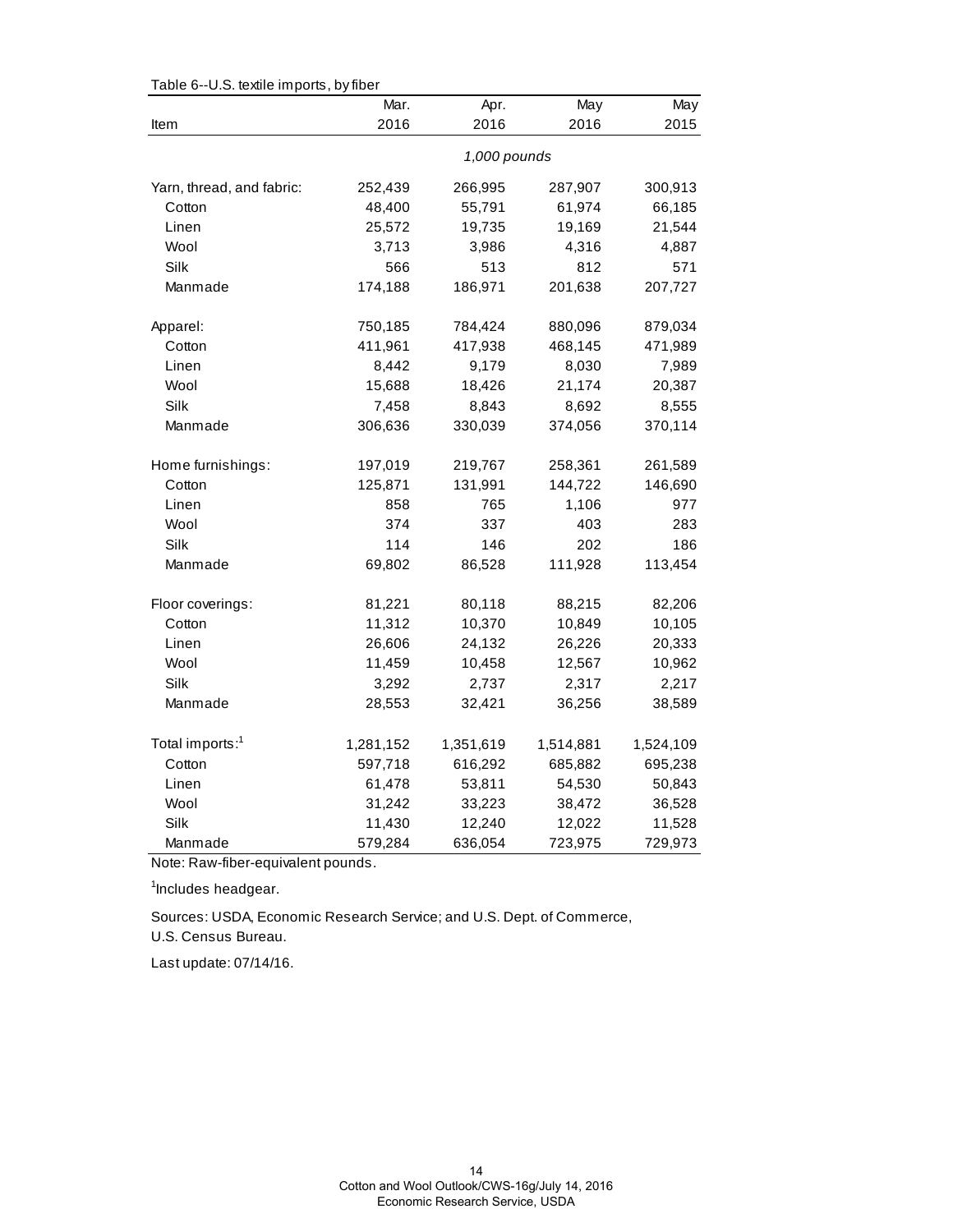Table 6--U.S. textile imports, by fiber

| Item | Mar. 2016 | Apr. 2016 | May 2016 | May 2015 |
|---|---|---|---|---|
| | | *1,000 pounds* | | |
| Yarn, thread, and fabric: | 252,439 | 266,995 | 287,907 | 300,913 |
| Cotton | 48,400 | 55,791 | 61,974 | 66,185 |
| Linen | 25,572 | 19,735 | 19,169 | 21,544 |
| Wool | 3,713 | 3,986 | 4,316 | 4,887 |
| Silk | 566 | 513 | 812 | 571 |
| Manmade | 174,188 | 186,971 | 201,638 | 207,727 |
| Apparel: | 750,185 | 784,424 | 880,096 | 879,034 |
| Cotton | 411,961 | 417,938 | 468,145 | 471,989 |
| Linen | 8,442 | 9,179 | 8,030 | 7,989 |
| Wool | 15,688 | 18,426 | 21,174 | 20,387 |
| Silk | 7,458 | 8,843 | 8,692 | 8,555 |
| Manmade | 306,636 | 330,039 | 374,056 | 370,114 |
| Home furnishings: | 197,019 | 219,767 | 258,361 | 261,589 |
| Cotton | 125,871 | 131,991 | 144,722 | 146,690 |
| Linen | 858 | 765 | 1,106 | 977 |
| Wool | 374 | 337 | 403 | 283 |
| Silk | 114 | 146 | 202 | 186 |
| Manmade | 69,802 | 86,528 | 111,928 | 113,454 |
| Floor coverings: | 81,221 | 80,118 | 88,215 | 82,206 |
| Cotton | 11,312 | 10,370 | 10,849 | 10,105 |
| Linen | 26,606 | 24,132 | 26,226 | 20,333 |
| Wool | 11,459 | 10,458 | 12,567 | 10,962 |
| Silk | 3,292 | 2,737 | 2,317 | 2,217 |
| Manmade | 28,553 | 32,421 | 36,256 | 38,589 |
| Total imports:[1] | 1,281,152 | 1,351,619 | 1,514,881 | 1,524,109 |
| Cotton | 597,718 | 616,292 | 685,882 | 695,238 |
| Linen | 61,478 | 53,811 | 54,530 | 50,843 |
| Wool | 31,242 | 33,223 | 38,472 | 36,528 |
| Silk | 11,430 | 12,240 | 12,022 | 11,528 |
| Manmade | 579,284 | 636,054 | 723,975 | 729,973 |

Note: Raw-fiber-equivalent pounds.

[1]Includes headgear.

Sources: USDA, Economic Research Service; and U.S. Dept. of Commerce, U.S. Census Bureau.

Last update: 07/14/16.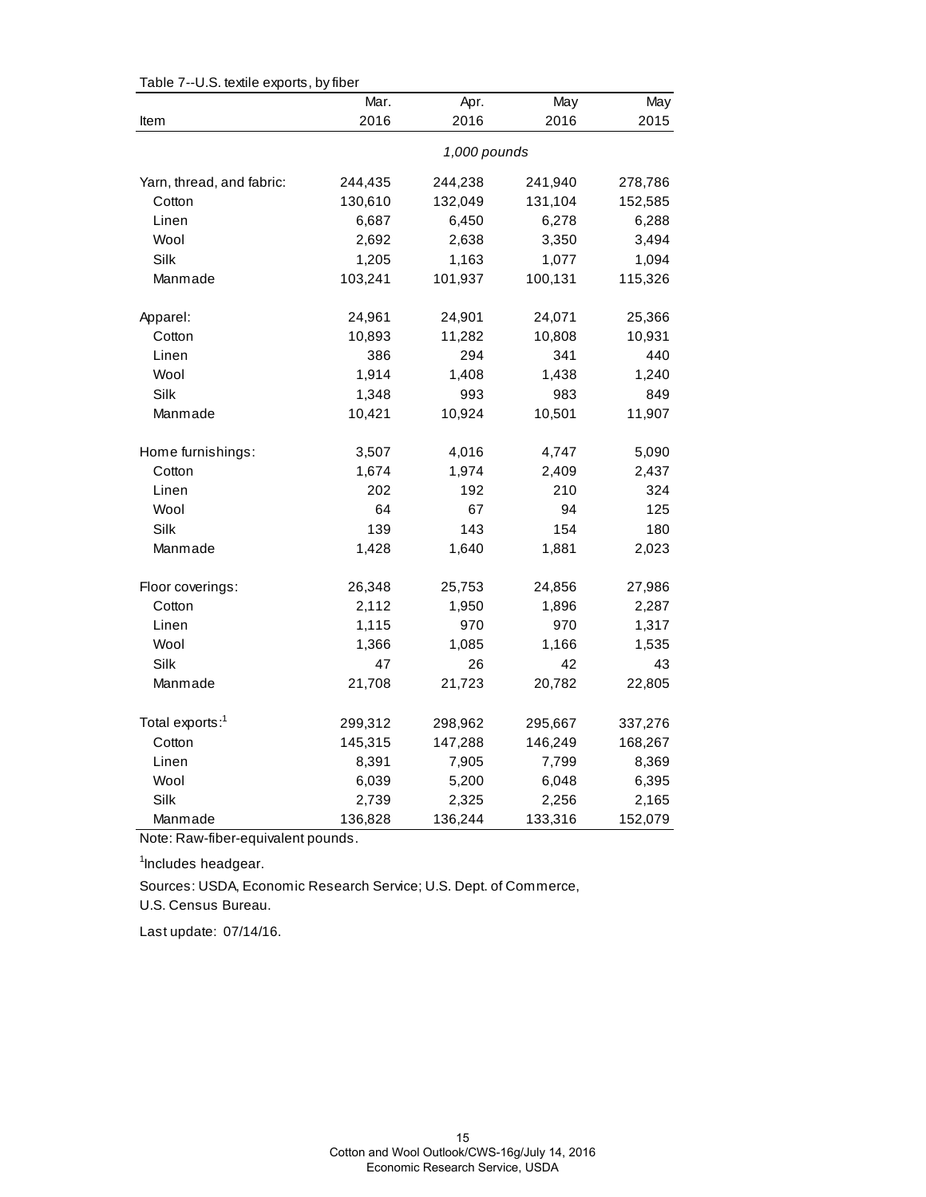Table 7--U.S. textile exports, by fiber

| Item | Mar. 2016 | Apr. 2016 | May 2016 | May 2015 |
|---|---|---|---|---|
| | | *1,000 pounds* | | |
| Yarn, thread, and fabric: | 244,435 | 244,238 | 241,940 | 278,786 |
| Cotton | 130,610 | 132,049 | 131,104 | 152,585 |
| Linen | 6,687 | 6,450 | 6,278 | 6,288 |
| Wool | 2,692 | 2,638 | 3,350 | 3,494 |
| Silk | 1,205 | 1,163 | 1,077 | 1,094 |
| Manmade | 103,241 | 101,937 | 100,131 | 115,326 |
| Apparel: | 24,961 | 24,901 | 24,071 | 25,366 |
| Cotton | 10,893 | 11,282 | 10,808 | 10,931 |
| Linen | 386 | 294 | 341 | 440 |
| Wool | 1,914 | 1,408 | 1,438 | 1,240 |
| Silk | 1,348 | 993 | 983 | 849 |
| Manmade | 10,421 | 10,924 | 10,501 | 11,907 |
| Home furnishings: | 3,507 | 4,016 | 4,747 | 5,090 |
| Cotton | 1,674 | 1,974 | 2,409 | 2,437 |
| Linen | 202 | 192 | 210 | 324 |
| Wool | 64 | 67 | 94 | 125 |
| Silk | 139 | 143 | 154 | 180 |
| Manmade | 1,428 | 1,640 | 1,881 | 2,023 |
| Floor coverings: | 26,348 | 25,753 | 24,856 | 27,986 |
| Cotton | 2,112 | 1,950 | 1,896 | 2,287 |
| Linen | 1,115 | 970 | 970 | 1,317 |
| Wool | 1,366 | 1,085 | 1,166 | 1,535 |
| Silk | 47 | 26 | 42 | 43 |
| Manmade | 21,708 | 21,723 | 20,782 | 22,805 |
| Total exports:[1] | 299,312 | 298,962 | 295,667 | 337,276 |
| Cotton | 145,315 | 147,288 | 146,249 | 168,267 |
| Linen | 8,391 | 7,905 | 7,799 | 8,369 |
| Wool | 6,039 | 5,200 | 6,048 | 6,395 |
| Silk | 2,739 | 2,325 | 2,256 | 2,165 |
| Manmade | 136,828 | 136,244 | 133,316 | 152,079 |

Note: Raw-fiber-equivalent pounds.

[1]Includes headgear.

Sources: USDA, Economic Research Service; U.S. Dept. of Commerce, U.S. Census Bureau.

Last update: 07/14/16.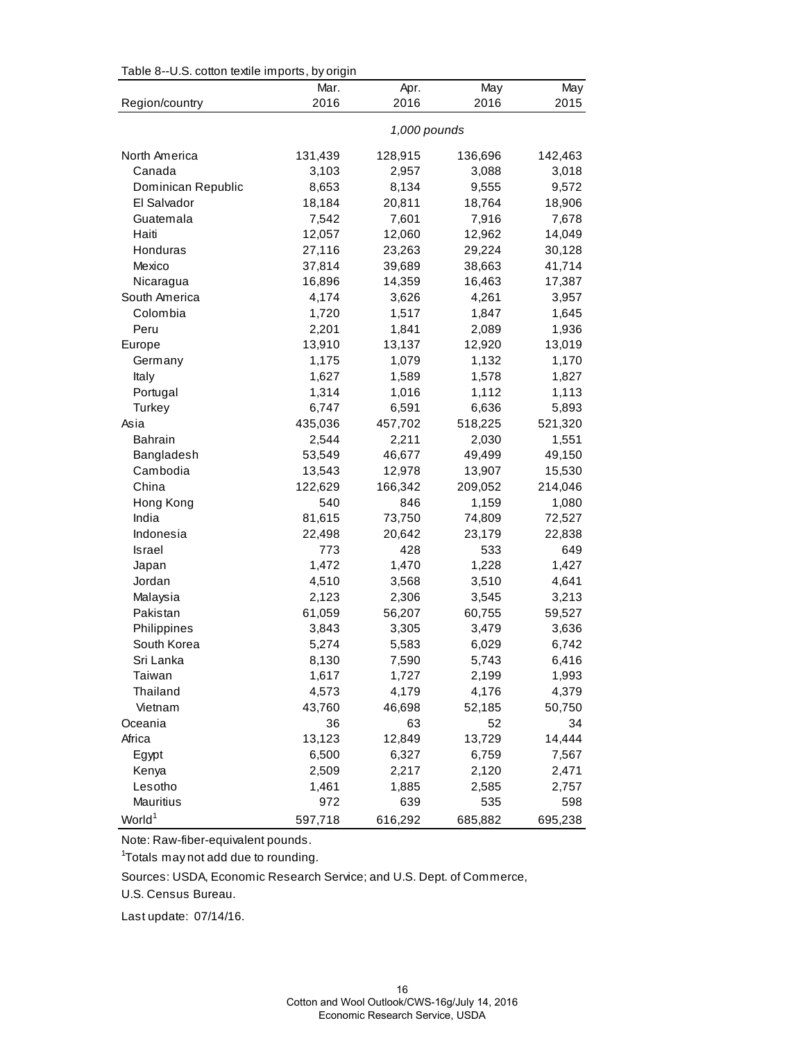Table 8--U.S. cotton textile imports, by origin

| Region/country | Mar. 2016 | Apr. 2016 | May 2016 | May 2015 |
|---|---|---|---|---|
| | *1,000 pounds* | | | |
| North America | 131,439 | 128,915 | 136,696 | 142,463 |
| Canada | 3,103 | 2,957 | 3,088 | 3,018 |
| Dominican Republic | 8,653 | 8,134 | 9,555 | 9,572 |
| El Salvador | 18,184 | 20,811 | 18,764 | 18,906 |
| Guatemala | 7,542 | 7,601 | 7,916 | 7,678 |
| Haiti | 12,057 | 12,060 | 12,962 | 14,049 |
| Honduras | 27,116 | 23,263 | 29,224 | 30,128 |
| Mexico | 37,814 | 39,689 | 38,663 | 41,714 |
| Nicaragua | 16,896 | 14,359 | 16,463 | 17,387 |
| South America | 4,174 | 3,626 | 4,261 | 3,957 |
| Colombia | 1,720 | 1,517 | 1,847 | 1,645 |
| Peru | 2,201 | 1,841 | 2,089 | 1,936 |
| Europe | 13,910 | 13,137 | 12,920 | 13,019 |
| Germany | 1,175 | 1,079 | 1,132 | 1,170 |
| Italy | 1,627 | 1,589 | 1,578 | 1,827 |
| Portugal | 1,314 | 1,016 | 1,112 | 1,113 |
| Turkey | 6,747 | 6,591 | 6,636 | 5,893 |
| Asia | 435,036 | 457,702 | 518,225 | 521,320 |
| Bahrain | 2,544 | 2,211 | 2,030 | 1,551 |
| Bangladesh | 53,549 | 46,677 | 49,499 | 49,150 |
| Cambodia | 13,543 | 12,978 | 13,907 | 15,530 |
| China | 122,629 | 166,342 | 209,052 | 214,046 |
| Hong Kong | 540 | 846 | 1,159 | 1,080 |
| India | 81,615 | 73,750 | 74,809 | 72,527 |
| Indonesia | 22,498 | 20,642 | 23,179 | 22,838 |
| Israel | 773 | 428 | 533 | 649 |
| Japan | 1,472 | 1,470 | 1,228 | 1,427 |
| Jordan | 4,510 | 3,568 | 3,510 | 4,641 |
| Malaysia | 2,123 | 2,306 | 3,545 | 3,213 |
| Pakistan | 61,059 | 56,207 | 60,755 | 59,527 |
| Philippines | 3,843 | 3,305 | 3,479 | 3,636 |
| South Korea | 5,274 | 5,583 | 6,029 | 6,742 |
| Sri Lanka | 8,130 | 7,590 | 5,743 | 6,416 |
| Taiwan | 1,617 | 1,727 | 2,199 | 1,993 |
| Thailand | 4,573 | 4,179 | 4,176 | 4,379 |
| Vietnam | 43,760 | 46,698 | 52,185 | 50,750 |
| Oceania | 36 | 63 | 52 | 34 |
| Africa | 13,123 | 12,849 | 13,729 | 14,444 |
| Egypt | 6,500 | 6,327 | 6,759 | 7,567 |
| Kenya | 2,509 | 2,217 | 2,120 | 2,471 |
| Lesotho | 1,461 | 1,885 | 2,585 | 2,757 |
| Mauritius | 972 | 639 | 535 | 598 |
| World[1] | 597,718 | 616,292 | 685,882 | 695,238 |

Note: Raw-fiber-equivalent pounds.

[1]Totals may not add due to rounding.

Sources: USDA, Economic Research Service; and U.S. Dept. of Commerce, U.S. Census Bureau.

Last update: 07/14/16.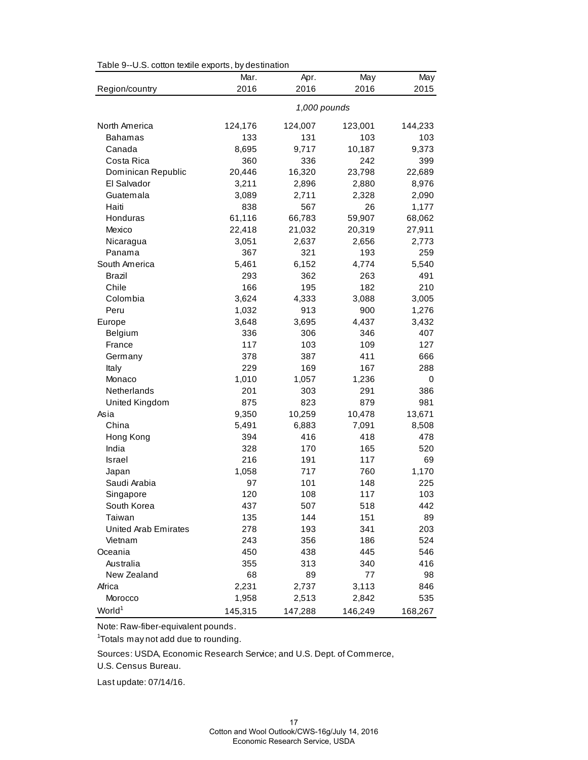Table 9--U.S. cotton textile exports, by destination

| Region/country | Mar. 2016 | Apr. 2016 | May 2016 | May 2015 |
|---|---|---|---|---|
| | 1,000 pounds | | | |
| North America | 124,176 | 124,007 | 123,001 | 144,233 |
| Bahamas | 133 | 131 | 103 | 103 |
| Canada | 8,695 | 9,717 | 10,187 | 9,373 |
| Costa Rica | 360 | 336 | 242 | 399 |
| Dominican Republic | 20,446 | 16,320 | 23,798 | 22,689 |
| El Salvador | 3,211 | 2,896 | 2,880 | 8,976 |
| Guatemala | 3,089 | 2,711 | 2,328 | 2,090 |
| Haiti | 838 | 567 | 26 | 1,177 |
| Honduras | 61,116 | 66,783 | 59,907 | 68,062 |
| Mexico | 22,418 | 21,032 | 20,319 | 27,911 |
| Nicaragua | 3,051 | 2,637 | 2,656 | 2,773 |
| Panama | 367 | 321 | 193 | 259 |
| South America | 5,461 | 6,152 | 4,774 | 5,540 |
| Brazil | 293 | 362 | 263 | 491 |
| Chile | 166 | 195 | 182 | 210 |
| Colombia | 3,624 | 4,333 | 3,088 | 3,005 |
| Peru | 1,032 | 913 | 900 | 1,276 |
| Europe | 3,648 | 3,695 | 4,437 | 3,432 |
| Belgium | 336 | 306 | 346 | 407 |
| France | 117 | 103 | 109 | 127 |
| Germany | 378 | 387 | 411 | 666 |
| Italy | 229 | 169 | 167 | 288 |
| Monaco | 1,010 | 1,057 | 1,236 | 0 |
| Netherlands | 201 | 303 | 291 | 386 |
| United Kingdom | 875 | 823 | 879 | 981 |
| Asia | 9,350 | 10,259 | 10,478 | 13,671 |
| China | 5,491 | 6,883 | 7,091 | 8,508 |
| Hong Kong | 394 | 416 | 418 | 478 |
| India | 328 | 170 | 165 | 520 |
| Israel | 216 | 191 | 117 | 69 |
| Japan | 1,058 | 717 | 760 | 1,170 |
| Saudi Arabia | 97 | 101 | 148 | 225 |
| Singapore | 120 | 108 | 117 | 103 |
| South Korea | 437 | 507 | 518 | 442 |
| Taiwan | 135 | 144 | 151 | 89 |
| United Arab Emirates | 278 | 193 | 341 | 203 |
| Vietnam | 243 | 356 | 186 | 524 |
| Oceania | 450 | 438 | 445 | 546 |
| Australia | 355 | 313 | 340 | 416 |
| New Zealand | 68 | 89 | 77 | 98 |
| Africa | 2,231 | 2,737 | 3,113 | 846 |
| Morocco | 1,958 | 2,513 | 2,842 | 535 |
| World[1] | 145,315 | 147,288 | 146,249 | 168,267 |

Note: Raw-fiber-equivalent pounds.

[1]Totals may not add due to rounding.

Sources: USDA, Economic Research Service; and U.S. Dept. of Commerce, U.S. Census Bureau.

Last update: 07/14/16.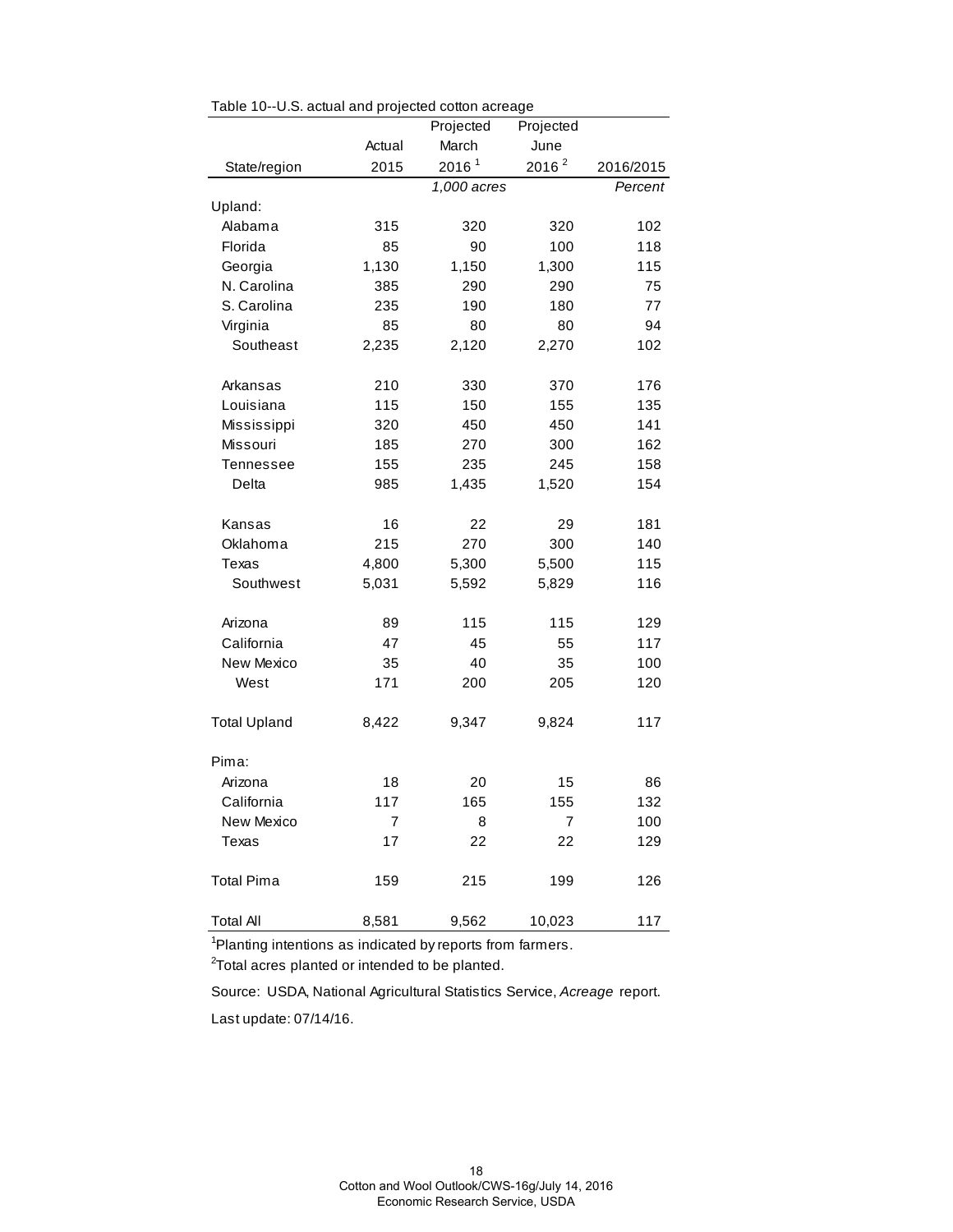Table 10--U.S. actual and projected cotton acreage

| State/region | Actual 2015 | Projected March 2016 [1] | Projected June 2016 [2] | 2016/2015 |
|---|---|---|---|---|
| | *1,000 acres* | | | *Percent* |
| Upland: | | | | |
| Alabama | 315 | 320 | 320 | 102 |
| Florida | 85 | 90 | 100 | 118 |
| Georgia | 1,130 | 1,150 | 1,300 | 115 |
| N. Carolina | 385 | 290 | 290 | 75 |
| S. Carolina | 235 | 190 | 180 | 77 |
| Virginia | 85 | 80 | 80 | 94 |
| Southeast | 2,235 | 2,120 | 2,270 | 102 |
| Arkansas | 210 | 330 | 370 | 176 |
| Louisiana | 115 | 150 | 155 | 135 |
| Mississippi | 320 | 450 | 450 | 141 |
| Missouri | 185 | 270 | 300 | 162 |
| Tennessee | 155 | 235 | 245 | 158 |
| Delta | 985 | 1,435 | 1,520 | 154 |
| Kansas | 16 | 22 | 29 | 181 |
| Oklahoma | 215 | 270 | 300 | 140 |
| Texas | 4,800 | 5,300 | 5,500 | 115 |
| Southwest | 5,031 | 5,592 | 5,829 | 116 |
| Arizona | 89 | 115 | 115 | 129 |
| California | 47 | 45 | 55 | 117 |
| New Mexico | 35 | 40 | 35 | 100 |
| West | 171 | 200 | 205 | 120 |
| Total Upland | 8,422 | 9,347 | 9,824 | 117 |
| Pima: | | | | |
| Arizona | 18 | 20 | 15 | 86 |
| California | 117 | 165 | 155 | 132 |
| New Mexico | 7 | 8 | 7 | 100 |
| Texas | 17 | 22 | 22 | 129 |
| Total Pima | 159 | 215 | 199 | 126 |
| Total All | 8,581 | 9,562 | 10,023 | 117 |

[1]Planting intentions as indicated by reports from farmers.

[2]Total acres planted or intended to be planted.

Source: USDA, National Agricultural Statistics Service, *Acreage* report.

Last update: 07/14/16.